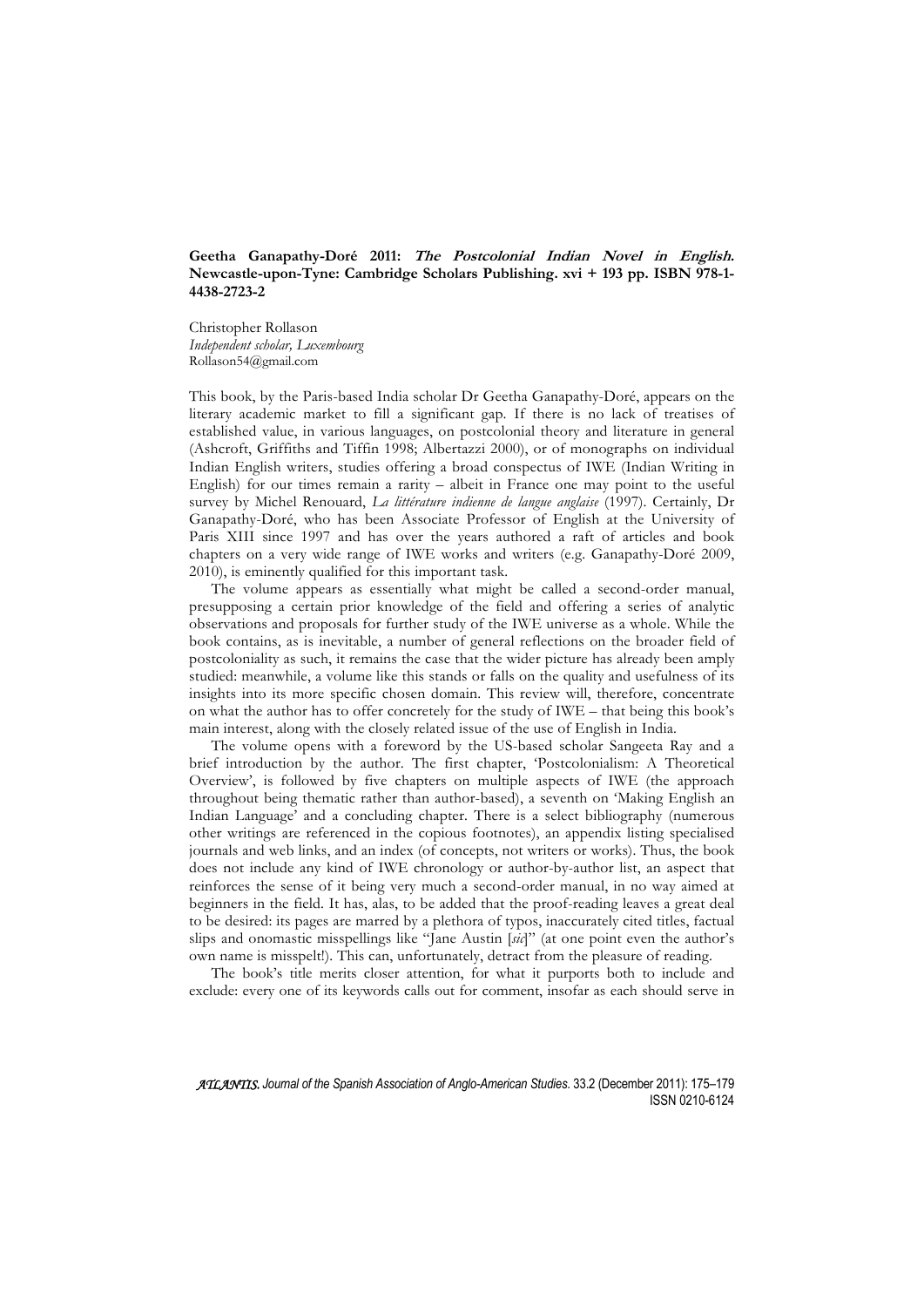**Geetha Ganapathy-Doré 2011: *The Postcolonial Indian Novel in English*. Newcastle-upon-Tyne: Cambridge Scholars Publishing. xvi + 193 pp. ISBN 978-1-4438-2723-2**

Christopher Rollason
*Independent scholar, Luxembourg*
Rollason54@gmail.com

This book, by the Paris-based India scholar Dr Geetha Ganapathy-Doré, appears on the literary academic market to fill a significant gap. If there is no lack of treatises of established value, in various languages, on postcolonial theory and literature in general (Ashcroft, Griffiths and Tiffin 1998; Albertazzi 2000), or of monographs on individual Indian English writers, studies offering a broad conspectus of IWE (Indian Writing in English) for our times remain a rarity – albeit in France one may point to the useful survey by Michel Renouard, *La littérature indienne de langue anglaise* (1997). Certainly, Dr Ganapathy-Doré, who has been Associate Professor of English at the University of Paris XIII since 1997 and has over the years authored a raft of articles and book chapters on a very wide range of IWE works and writers (e.g. Ganapathy-Doré 2009, 2010), is eminently qualified for this important task.

The volume appears as essentially what might be called a second-order manual, presupposing a certain prior knowledge of the field and offering a series of analytic observations and proposals for further study of the IWE universe as a whole. While the book contains, as is inevitable, a number of general reflections on the broader field of postcoloniality as such, it remains the case that the wider picture has already been amply studied: meanwhile, a volume like this stands or falls on the quality and usefulness of its insights into its more specific chosen domain. This review will, therefore, concentrate on what the author has to offer concretely for the study of IWE – that being this book's main interest, along with the closely related issue of the use of English in India.

The volume opens with a foreword by the US-based scholar Sangeeta Ray and a brief introduction by the author. The first chapter, 'Postcolonialism: A Theoretical Overview', is followed by five chapters on multiple aspects of IWE (the approach throughout being thematic rather than author-based), a seventh on 'Making English an Indian Language' and a concluding chapter. There is a select bibliography (numerous other writings are referenced in the copious footnotes), an appendix listing specialised journals and web links, and an index (of concepts, not writers or works). Thus, the book does not include any kind of IWE chronology or author-by-author list, an aspect that reinforces the sense of it being very much a second-order manual, in no way aimed at beginners in the field. It has, alas, to be added that the proof-reading leaves a great deal to be desired: its pages are marred by a plethora of typos, inaccurately cited titles, factual slips and onomastic misspellings like "Jane Austin [*sic*]" (at one point even the author's own name is misspelt!). This can, unfortunately, detract from the pleasure of reading.

The book's title merits closer attention, for what it purports both to include and exclude: every one of its keywords calls out for comment, insofar as each should serve in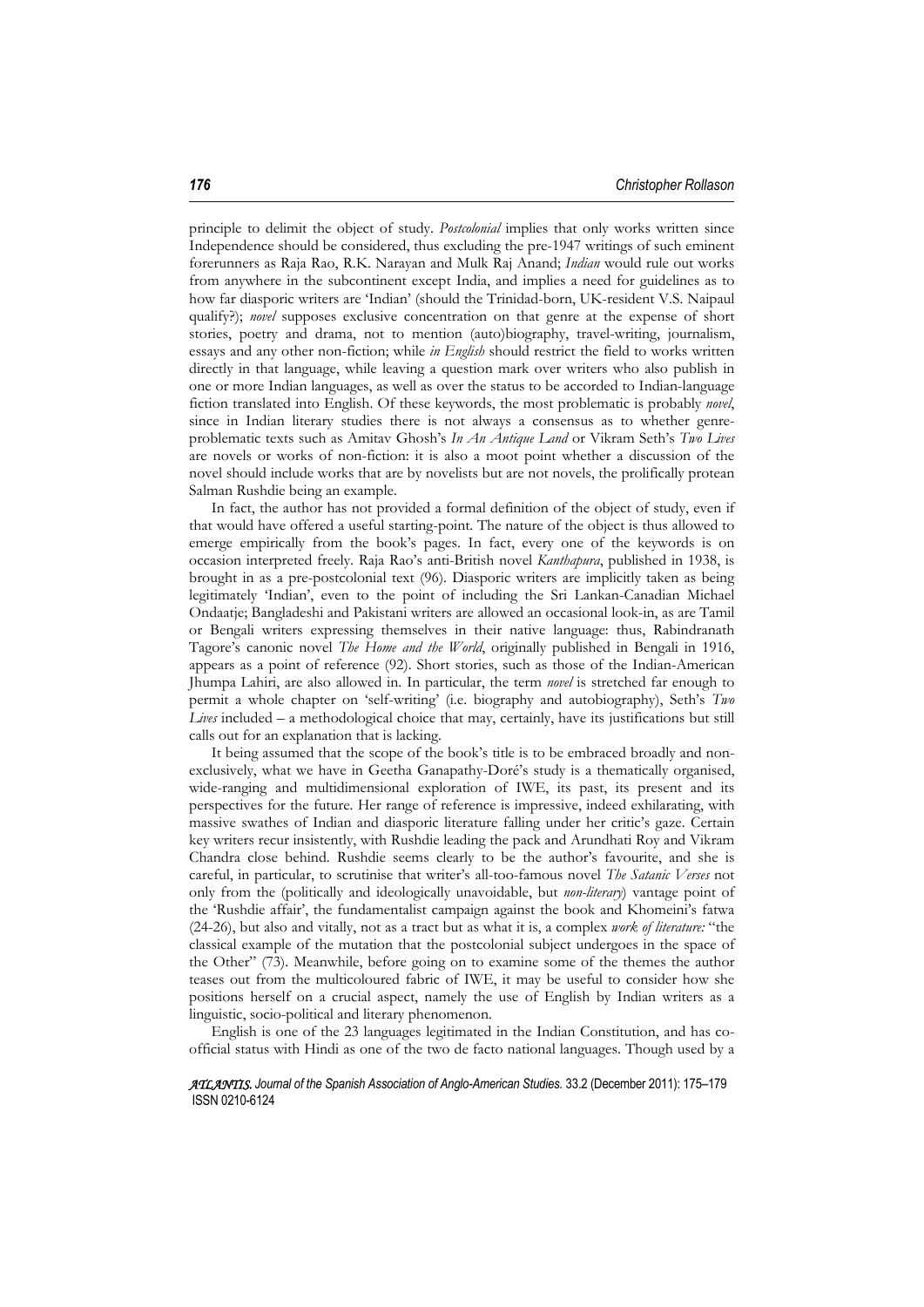principle to delimit the object of study. *Postcolonial* implies that only works written since Independence should be considered, thus excluding the pre-1947 writings of such eminent forerunners as Raja Rao, R.K. Narayan and Mulk Raj Anand; *Indian* would rule out works from anywhere in the subcontinent except India, and implies a need for guidelines as to how far diasporic writers are 'Indian' (should the Trinidad-born, UK-resident V.S. Naipaul qualify?); *novel* supposes exclusive concentration on that genre at the expense of short stories, poetry and drama, not to mention (auto)biography, travel-writing, journalism, essays and any other non-fiction; while *in English* should restrict the field to works written directly in that language, while leaving a question mark over writers who also publish in one or more Indian languages, as well as over the status to be accorded to Indian-language fiction translated into English. Of these keywords, the most problematic is probably *novel*, since in Indian literary studies there is not always a consensus as to whether genre-problematic texts such as Amitav Ghosh's *In An Antique Land* or Vikram Seth's *Two Lives* are novels or works of non-fiction: it is also a moot point whether a discussion of the novel should include works that are by novelists but are not novels, the prolifically protean Salman Rushdie being an example.

In fact, the author has not provided a formal definition of the object of study, even if that would have offered a useful starting-point. The nature of the object is thus allowed to emerge empirically from the book's pages. In fact, every one of the keywords is on occasion interpreted freely. Raja Rao's anti-British novel *Kanthapura*, published in 1938, is brought in as a pre-postcolonial text (96). Diasporic writers are implicitly taken as being legitimately 'Indian', even to the point of including the Sri Lankan-Canadian Michael Ondaatje; Bangladeshi and Pakistani writers are allowed an occasional look-in, as are Tamil or Bengali writers expressing themselves in their native language: thus, Rabindranath Tagore's canonic novel *The Home and the World*, originally published in Bengali in 1916, appears as a point of reference (92). Short stories, such as those of the Indian-American Jhumpa Lahiri, are also allowed in. In particular, the term *novel* is stretched far enough to permit a whole chapter on 'self-writing' (i.e. biography and autobiography), Seth's *Two Lives* included – a methodological choice that may, certainly, have its justifications but still calls out for an explanation that is lacking.

It being assumed that the scope of the book's title is to be embraced broadly and non-exclusively, what we have in Geetha Ganapathy-Doré's study is a thematically organised, wide-ranging and multidimensional exploration of IWE, its past, its present and its perspectives for the future. Her range of reference is impressive, indeed exhilarating, with massive swathes of Indian and diasporic literature falling under her critic's gaze. Certain key writers recur insistently, with Rushdie leading the pack and Arundhati Roy and Vikram Chandra close behind. Rushdie seems clearly to be the author's favourite, and she is careful, in particular, to scrutinise that writer's all-too-famous novel *The Satanic Verses* not only from the (politically and ideologically unavoidable, but *non-literary*) vantage point of the 'Rushdie affair', the fundamentalist campaign against the book and Khomeini's fatwa (24-26), but also and vitally, not as a tract but as what it is, a complex *work of literature:* "the classical example of the mutation that the postcolonial subject undergoes in the space of the Other" (73). Meanwhile, before going on to examine some of the themes the author teases out from the multicoloured fabric of IWE, it may be useful to consider how she positions herself on a crucial aspect, namely the use of English by Indian writers as a linguistic, socio-political and literary phenomenon.

English is one of the 23 languages legitimated in the Indian Constitution, and has co-official status with Hindi as one of the two de facto national languages. Though used by a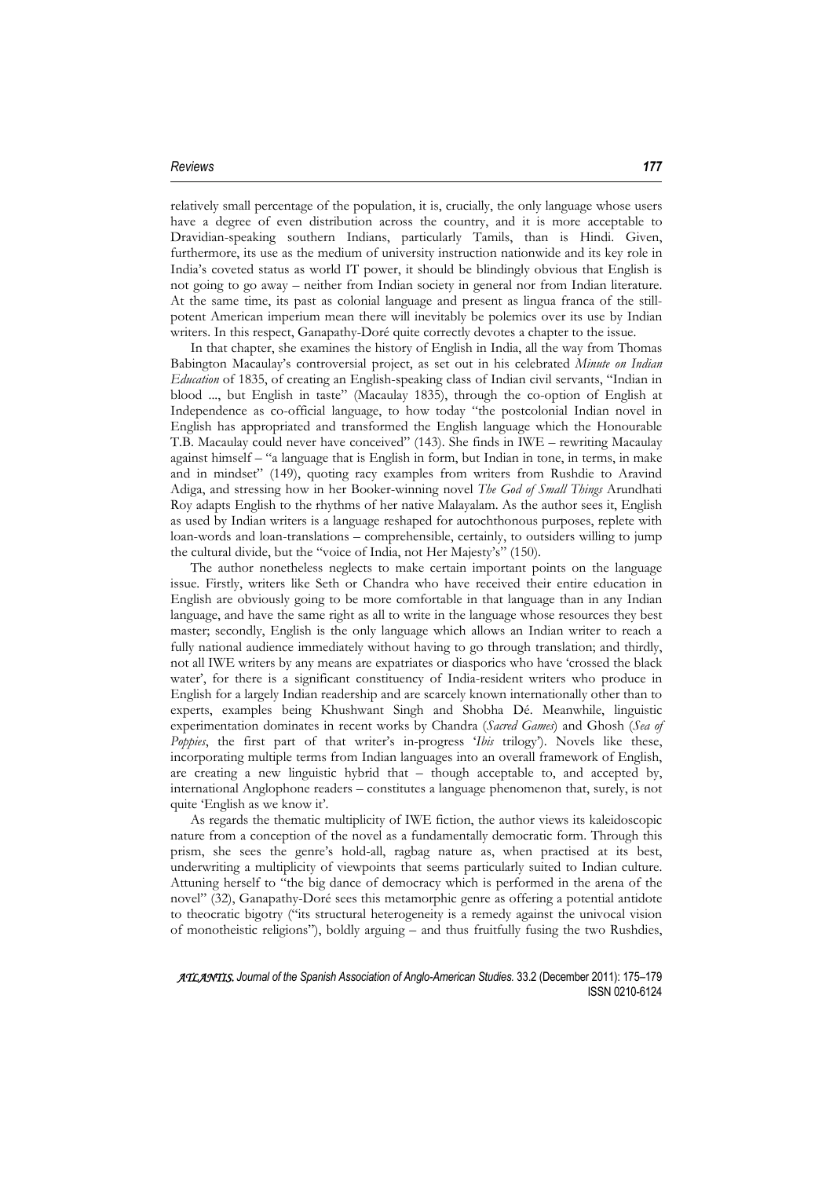relatively small percentage of the population, it is, crucially, the only language whose users have a degree of even distribution across the country, and it is more acceptable to Dravidian-speaking southern Indians, particularly Tamils, than is Hindi. Given, furthermore, its use as the medium of university instruction nationwide and its key role in India's coveted status as world IT power, it should be blindingly obvious that English is not going to go away – neither from Indian society in general nor from Indian literature. At the same time, its past as colonial language and present as lingua franca of the still-potent American imperium mean there will inevitably be polemics over its use by Indian writers. In this respect, Ganapathy-Doré quite correctly devotes a chapter to the issue.

In that chapter, she examines the history of English in India, all the way from Thomas Babington Macaulay's controversial project, as set out in his celebrated *Minute on Indian Education* of 1835, of creating an English-speaking class of Indian civil servants, "Indian in blood ..., but English in taste" (Macaulay 1835), through the co-option of English at Independence as co-official language, to how today "the postcolonial Indian novel in English has appropriated and transformed the English language which the Honourable T.B. Macaulay could never have conceived" (143). She finds in IWE – rewriting Macaulay against himself – "a language that is English in form, but Indian in tone, in terms, in make and in mindset" (149), quoting racy examples from writers from Rushdie to Aravind Adiga, and stressing how in her Booker-winning novel *The God of Small Things* Arundhati Roy adapts English to the rhythms of her native Malayalam. As the author sees it, English as used by Indian writers is a language reshaped for autochthonous purposes, replete with loan-words and loan-translations – comprehensible, certainly, to outsiders willing to jump the cultural divide, but the "voice of India, not Her Majesty's" (150).

The author nonetheless neglects to make certain important points on the language issue. Firstly, writers like Seth or Chandra who have received their entire education in English are obviously going to be more comfortable in that language than in any Indian language, and have the same right as all to write in the language whose resources they best master; secondly, English is the only language which allows an Indian writer to reach a fully national audience immediately without having to go through translation; and thirdly, not all IWE writers by any means are expatriates or diasporics who have 'crossed the black water', for there is a significant constituency of India-resident writers who produce in English for a largely Indian readership and are scarcely known internationally other than to experts, examples being Khushwant Singh and Shobha Dé. Meanwhile, linguistic experimentation dominates in recent works by Chandra (*Sacred Games*) and Ghosh (*Sea of Poppies*, the first part of that writer's in-progress '*Ibis* trilogy'). Novels like these, incorporating multiple terms from Indian languages into an overall framework of English, are creating a new linguistic hybrid that – though acceptable to, and accepted by, international Anglophone readers – constitutes a language phenomenon that, surely, is not quite 'English as we know it'.

As regards the thematic multiplicity of IWE fiction, the author views its kaleidoscopic nature from a conception of the novel as a fundamentally democratic form. Through this prism, she sees the genre's hold-all, ragbag nature as, when practised at its best, underwriting a multiplicity of viewpoints that seems particularly suited to Indian culture. Attuning herself to "the big dance of democracy which is performed in the arena of the novel" (32), Ganapathy-Doré sees this metamorphic genre as offering a potential antidote to theocratic bigotry ("its structural heterogeneity is a remedy against the univocal vision of monotheistic religions"), boldly arguing – and thus fruitfully fusing the two Rushdies,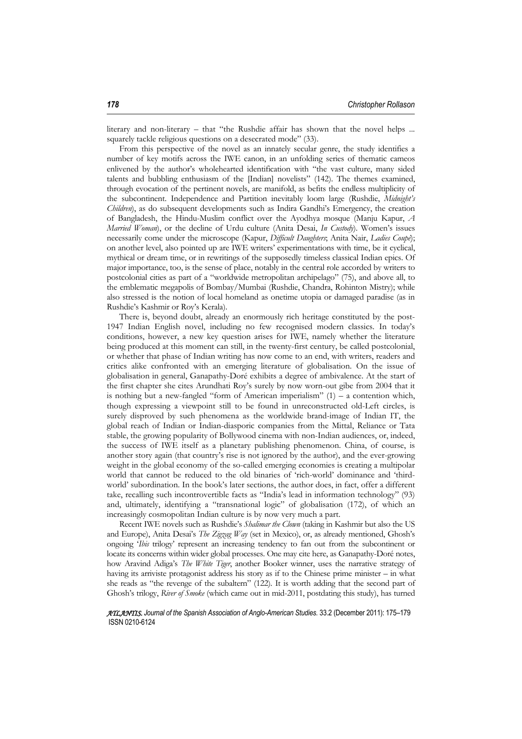literary and non-literary – that "the Rushdie affair has shown that the novel helps ... squarely tackle religious questions on a desecrated mode" (33).

From this perspective of the novel as an innately secular genre, the study identifies a number of key motifs across the IWE canon, in an unfolding series of thematic cameos enlivened by the author's wholehearted identification with "the vast culture, many sided talents and bubbling enthusiasm of the [Indian] novelists" (142). The themes examined, through evocation of the pertinent novels, are manifold, as befits the endless multiplicity of the subcontinent. Independence and Partition inevitably loom large (Rushdie, *Midnight's Children*), as do subsequent developments such as Indira Gandhi's Emergency, the creation of Bangladesh, the Hindu-Muslim conflict over the Ayodhya mosque (Manju Kapur, *A Married Woman*), or the decline of Urdu culture (Anita Desai, *In Custody*). Women's issues necessarily come under the microscope (Kapur, *Difficult Daughters*; Anita Nair, *Ladies Coupé*); on another level, also pointed up are IWE writers' experimentations with time, be it cyclical, mythical or dream time, or in rewritings of the supposedly timeless classical Indian epics. Of major importance, too, is the sense of place, notably in the central role accorded by writers to postcolonial cities as part of a "worldwide metropolitan archipelago" (75), and above all, to the emblematic megapolis of Bombay/Mumbai (Rushdie, Chandra, Rohinton Mistry); while also stressed is the notion of local homeland as onetime utopia or damaged paradise (as in Rushdie's Kashmir or Roy's Kerala).

There is, beyond doubt, already an enormously rich heritage constituted by the post-1947 Indian English novel, including no few recognised modern classics. In today's conditions, however, a new key question arises for IWE, namely whether the literature being produced at this moment can still, in the twenty-first century, be called postcolonial, or whether that phase of Indian writing has now come to an end, with writers, readers and critics alike confronted with an emerging literature of globalisation. On the issue of globalisation in general, Ganapathy-Doré exhibits a degree of ambivalence. At the start of the first chapter she cites Arundhati Roy's surely by now worn-out gibe from 2004 that it is nothing but a new-fangled "form of American imperialism" (1) – a contention which, though expressing a viewpoint still to be found in unreconstructed old-Left circles, is surely disproved by such phenomena as the worldwide brand-image of Indian IT, the global reach of Indian or Indian-diasporic companies from the Mittal, Reliance or Tata stable, the growing popularity of Bollywood cinema with non-Indian audiences, or, indeed, the success of IWE itself as a planetary publishing phenomenon. China, of course, is another story again (that country's rise is not ignored by the author), and the ever-growing weight in the global economy of the so-called emerging economies is creating a multipolar world that cannot be reduced to the old binaries of 'rich-world' dominance and 'third-world' subordination. In the book's later sections, the author does, in fact, offer a different take, recalling such incontrovertible facts as "India's lead in information technology" (93) and, ultimately, identifying a "transnational logic" of globalisation (172), of which an increasingly cosmopolitan Indian culture is by now very much a part.

Recent IWE novels such as Rushdie's *Shalimar the Clown* (taking in Kashmir but also the US and Europe), Anita Desai's *The Zigzag Way* (set in Mexico), or, as already mentioned, Ghosh's ongoing '*Ibis* trilogy' represent an increasing tendency to fan out from the subcontinent or locate its concerns within wider global processes. One may cite here, as Ganapathy-Doré notes, how Aravind Adiga's *The White Tiger*, another Booker winner, uses the narrative strategy of having its arriviste protagonist address his story as if to the Chinese prime minister – in what she reads as "the revenge of the subaltern" (122). It is worth adding that the second part of Ghosh's trilogy, *River of Smoke* (which came out in mid-2011, postdating this study), has turned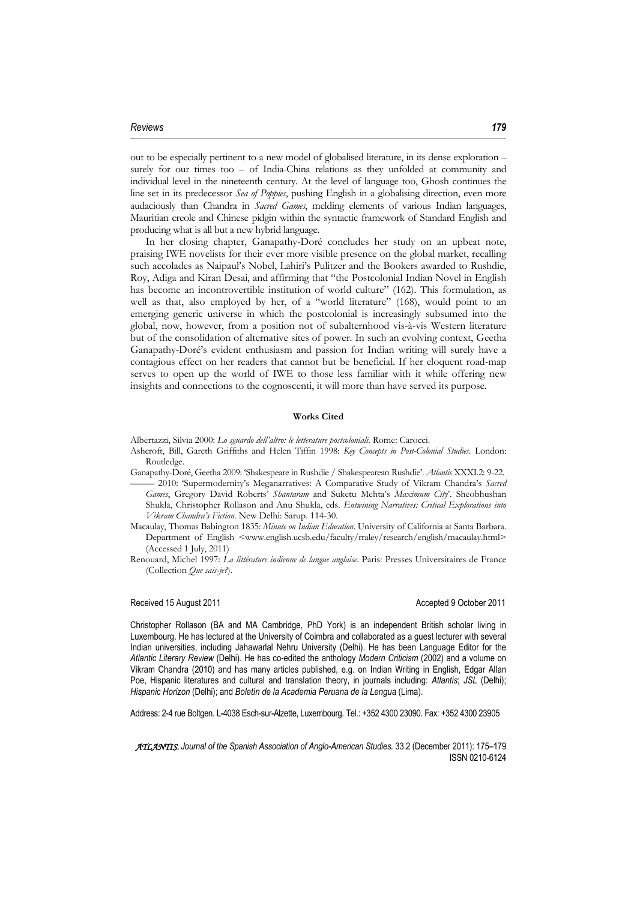out to be especially pertinent to a new model of globalised literature, in its dense exploration – surely for our times too – of India-China relations as they unfolded at community and individual level in the nineteenth century. At the level of language too, Ghosh continues the line set in its predecessor *Sea of Poppies*, pushing English in a globalising direction, even more audaciously than Chandra in *Sacred Games*, melding elements of various Indian languages, Mauritian creole and Chinese pidgin within the syntactic framework of Standard English and producing what is all but a new hybrid language.

In her closing chapter, Ganapathy-Doré concludes her study on an upbeat note, praising IWE novelists for their ever more visible presence on the global market, recalling such accolades as Naipaul's Nobel, Lahiri's Pulitzer and the Bookers awarded to Rushdie, Roy, Adiga and Kiran Desai, and affirming that "the Postcolonial Indian Novel in English has become an incontrovertible institution of world culture" (162). This formulation, as well as that, also employed by her, of a "world literature" (168), would point to an emerging generic universe in which the postcolonial is increasingly subsumed into the global, now, however, from a position not of subalternhood vis-à-vis Western literature but of the consolidation of alternative sites of power. In such an evolving context, Geetha Ganapathy-Doré's evident enthusiasm and passion for Indian writing will surely have a contagious effect on her readers that cannot but be beneficial. If her eloquent road-map serves to open up the world of IWE to those less familiar with it while offering new insights and connections to the cognoscenti, it will more than have served its purpose.

## Works Cited

Albertazzi, Silvia 2000: *Lo sguardo dell'altro: le letterature postcoloniali*. Rome: Carocci.

Ashcroft, Bill, Gareth Griffiths and Helen Tiffin 1998: *Key Concepts in Post-Colonial Studies*. London: Routledge.

Ganapathy-Doré, Geetha 2009: 'Shakespeare in Rushdie / Shakespearean Rushdie'. *Atlantis* XXXI.2: 9-22.

——— 2010: 'Supermodernity's Meganarratives: A Comparative Study of Vikram Chandra's *Sacred Games*, Gregory David Roberts' *Shantaram* and Suketu Mehta's *Maximum City*'. Sheobhushan Shukla, Christopher Rollason and Anu Shukla, eds. *Entwining Narratives: Critical Explorations into Vikram Chandra's Fiction*. New Delhi: Sarup. 114-30.

Macaulay, Thomas Babington 1835: *Minute on Indian Education*. University of California at Santa Barbara. Department of English <www.english.ucsb.edu/faculty/rraley/research/english/macaulay.html> (Accessed 1 July, 2011)

Renouard, Michel 1997: *La littérature indienne de langue anglaise*. Paris: Presses Universitaires de France (Collection *Que sais-je?*).

Received 15 August 2011 Accepted 9 October 2011

Christopher Rollason (BA and MA Cambridge, PhD York) is an independent British scholar living in Luxembourg. He has lectured at the University of Coimbra and collaborated as a guest lecturer with several Indian universities, including Jahawarlal Nehru University (Delhi). He has been Language Editor for the *Atlantic Literary Review* (Delhi). He has co-edited the anthology *Modern Criticism* (2002) and a volume on Vikram Chandra (2010) and has many articles published, e.g. on Indian Writing in English, Edgar Allan Poe, Hispanic literatures and cultural and translation theory, in journals including: *Atlantis*; *JSL* (Delhi); *Hispanic Horizon* (Delhi); and *Boletín de la Academia Peruana de la Lengua* (Lima).

Address: 2-4 rue Boltgen. L-4038 Esch-sur-Alzette, Luxembourg. Tel.: +352 4300 23090. Fax: +352 4300 23905